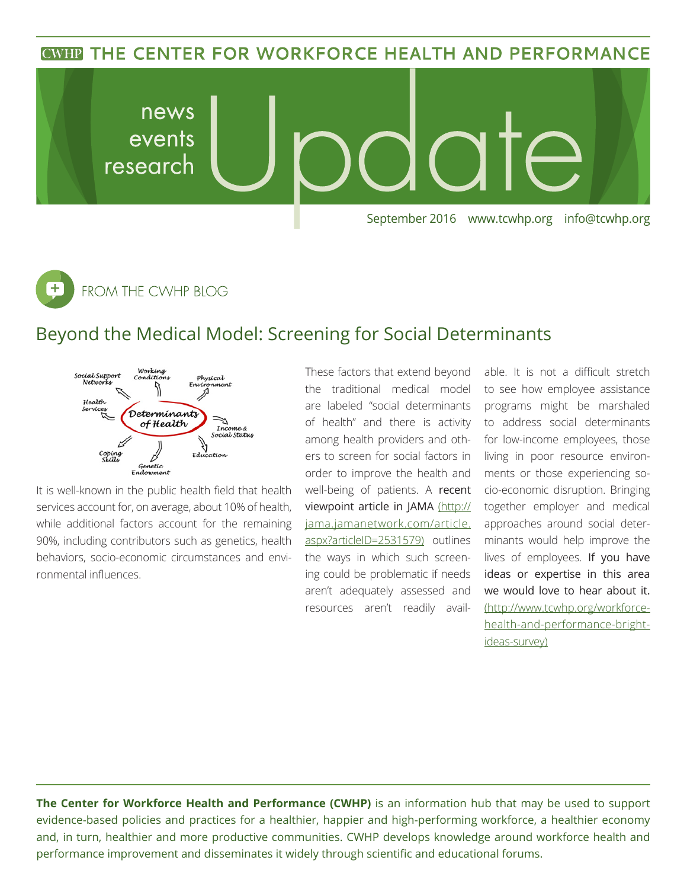# THE CENTER FOR WORKFORCE HEALTH AND PERFORMANCE

news
events
research

# Update

September 2016 www.tcwhp.org info@tcwhp.org

## FROM THE CWHP BLOG

## Beyond the Medical Model: Screening for Social Determinants

It is well-known in the public health field that health services account for, on average, about 10% of health, while additional factors account for the remaining 90%, including contributors such as genetics, health behaviors, socio-economic circumstances and environmental influences.

These factors that extend beyond the traditional medical model are labeled "social determinants of health" and there is activity among health providers and others to screen for social factors in order to improve the health and well-being of patients. A recent viewpoint article in JAMA (http://jama.jamanetwork.com/article.aspx?articleID=2531579) outlines the ways in which such screening could be problematic if needs aren't adequately assessed and resources aren't readily available. It is not a difficult stretch to see how employee assistance programs might be marshaled to address social determinants for low-income employees, those living in poor resource environments or those experiencing socio-economic disruption. Bringing together employer and medical approaches around social determinants would help improve the lives of employees. If you have ideas or expertise in this area we would love to hear about it. (http://www.tcwhp.org/workforce-health-and-performance-bright-ideas-survey)

**The Center for Workforce Health and Performance (CWHP)** is an information hub that may be used to support evidence-based policies and practices for a healthier, happier and high-performing workforce, a healthier economy and, in turn, healthier and more productive communities. CWHP develops knowledge around workforce health and performance improvement and disseminates it widely through scientific and educational forums.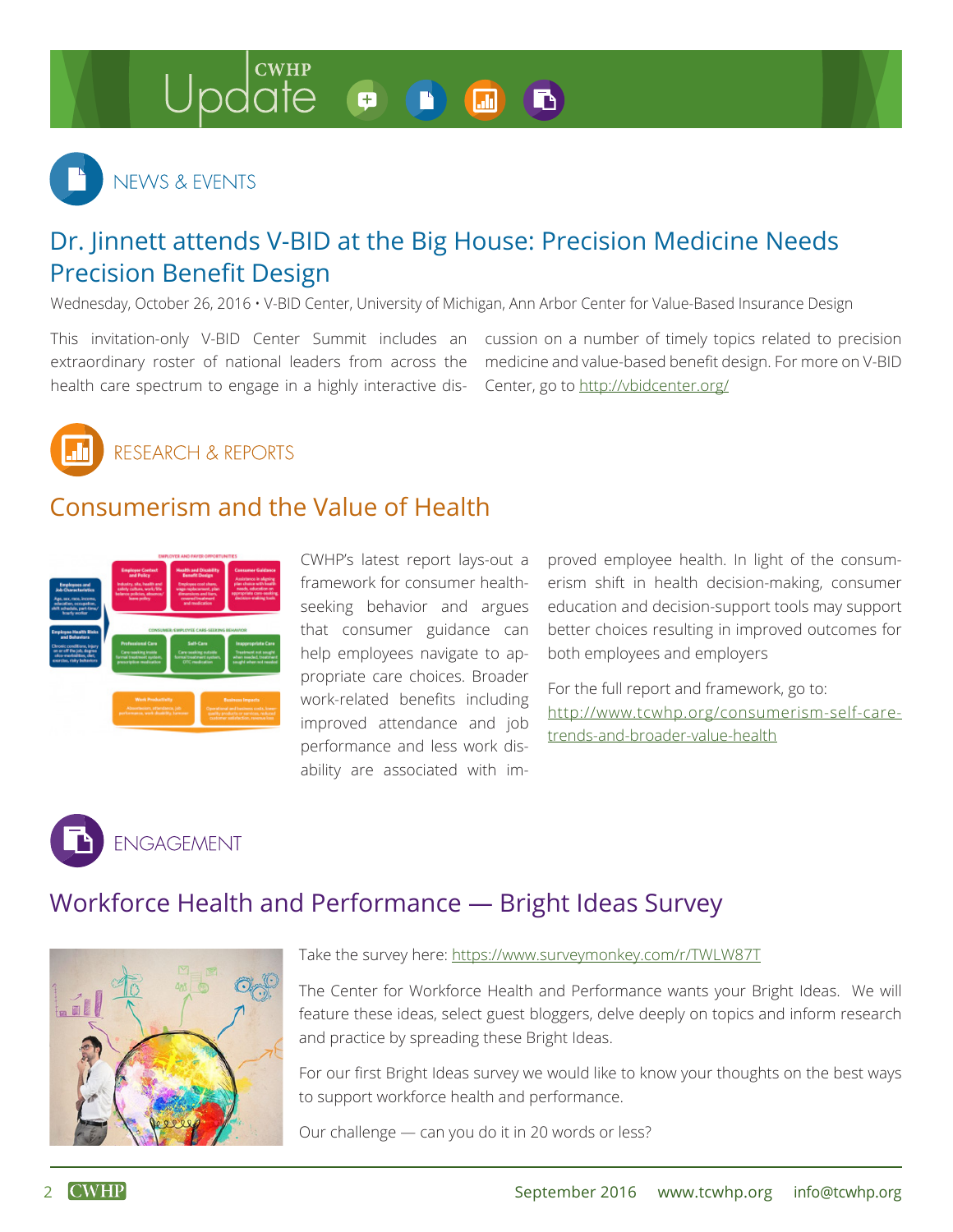# CWHP Update

## NEWS & EVENTS

### Dr. Jinnett attends V-BID at the Big House: Precision Medicine Needs Precision Benefit Design

Wednesday, October 26, 2016 • V-BID Center, University of Michigan, Ann Arbor Center for Value-Based Insurance Design

This invitation-only V-BID Center Summit includes an extraordinary roster of national leaders from across the health care spectrum to engage in a highly interactive discussion on a number of timely topics related to precision medicine and value-based benefit design. For more on V-BID Center, go to http://vbidcenter.org/

## RESEARCH & REPORTS

### Consumerism and the Value of Health

CWHP's latest report lays-out a framework for consumer health-seeking behavior and argues that consumer guidance can help employees navigate to appropriate care choices. Broader work-related benefits including improved attendance and job performance and less work disability are associated with improved employee health. In light of the consumerism shift in health decision-making, consumer education and decision-support tools may support better choices resulting in improved outcomes for both employees and employers

For the full report and framework, go to: http://www.tcwhp.org/consumerism-self-care-trends-and-broader-value-health

## ENGAGEMENT

### Workforce Health and Performance — Bright Ideas Survey

Take the survey here: https://www.surveymonkey.com/r/TWLW87T

The Center for Workforce Health and Performance wants your Bright Ideas. We will feature these ideas, select guest bloggers, delve deeply on topics and inform research and practice by spreading these Bright Ideas.

For our first Bright Ideas survey we would like to know your thoughts on the best ways to support workforce health and performance.

Our challenge — can you do it in 20 words or less?